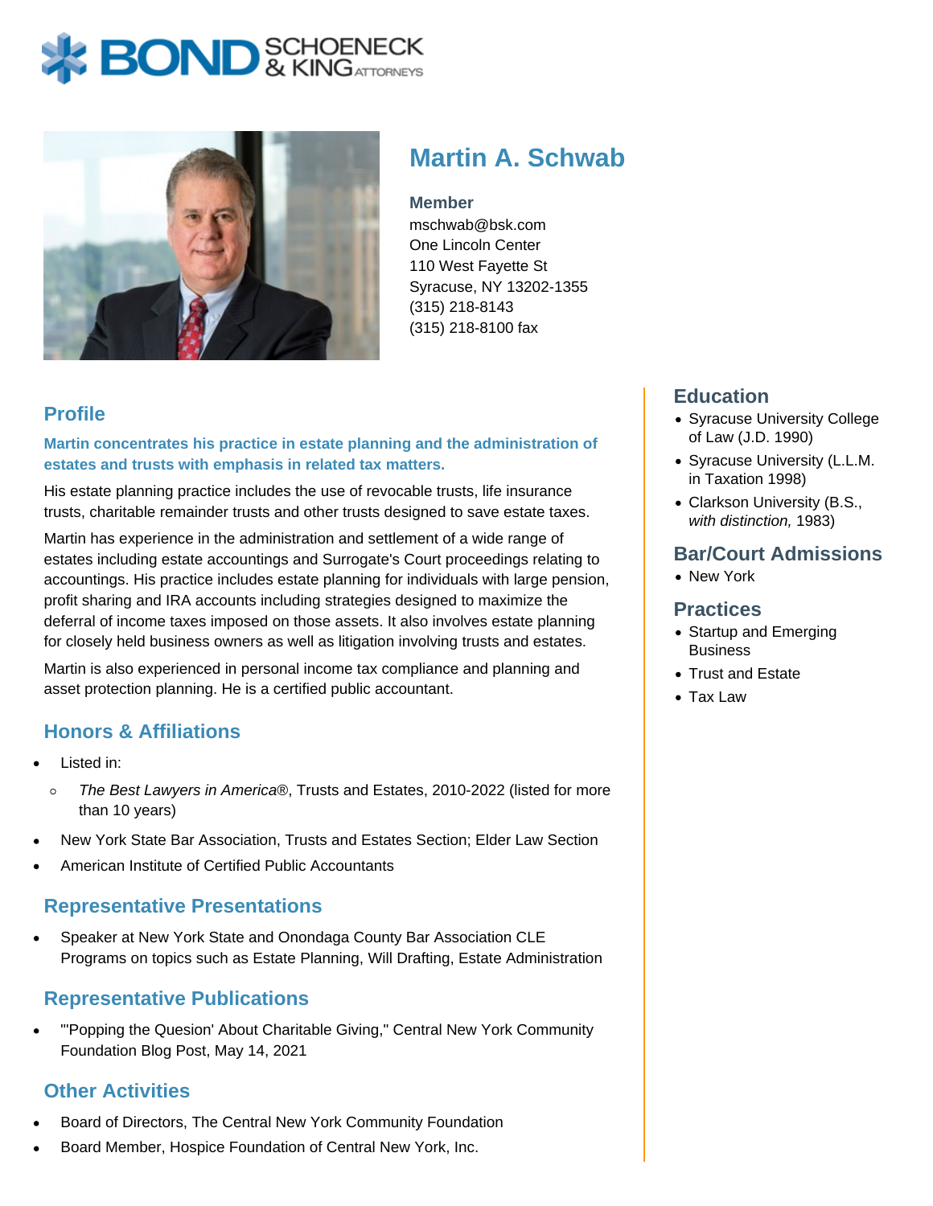# Martin A. Schwab

**Member**
mschwab@bsk.com
One Lincoln Center
110 West Fayette St
Syracuse, NY 13202-1355
(315) 218-8143
(315) 218-8100 fax

## Profile

**Martin concentrates his practice in estate planning and the administration of estates and trusts with emphasis in related tax matters.**

His estate planning practice includes the use of revocable trusts, life insurance trusts, charitable remainder trusts and other trusts designed to save estate taxes.

Martin has experience in the administration and settlement of a wide range of estates including estate accountings and Surrogate's Court proceedings relating to accountings. His practice includes estate planning for individuals with large pension, profit sharing and IRA accounts including strategies designed to maximize the deferral of income taxes imposed on those assets. It also involves estate planning for closely held business owners as well as litigation involving trusts and estates.

Martin is also experienced in personal income tax compliance and planning and asset protection planning. He is a certified public accountant.

## Honors & Affiliations

- Listed in:
  - *The Best Lawyers in America*®, Trusts and Estates, 2010-2022 (listed for more than 10 years)
- New York State Bar Association, Trusts and Estates Section; Elder Law Section
- American Institute of Certified Public Accountants

## Representative Presentations

- Speaker at New York State and Onondaga County Bar Association CLE Programs on topics such as Estate Planning, Will Drafting, Estate Administration

## Representative Publications

- "'Popping the Quesion' About Charitable Giving," Central New York Community Foundation Blog Post, May 14, 2021

## Other Activities

- Board of Directors, The Central New York Community Foundation
- Board Member, Hospice Foundation of Central New York, Inc.

## Education

- Syracuse University College of Law (J.D. 1990)
- Syracuse University (L.L.M. in Taxation 1998)
- Clarkson University (B.S., *with distinction,* 1983)

## Bar/Court Admissions

- New York

## Practices

- Startup and Emerging Business
- Trust and Estate
- Tax Law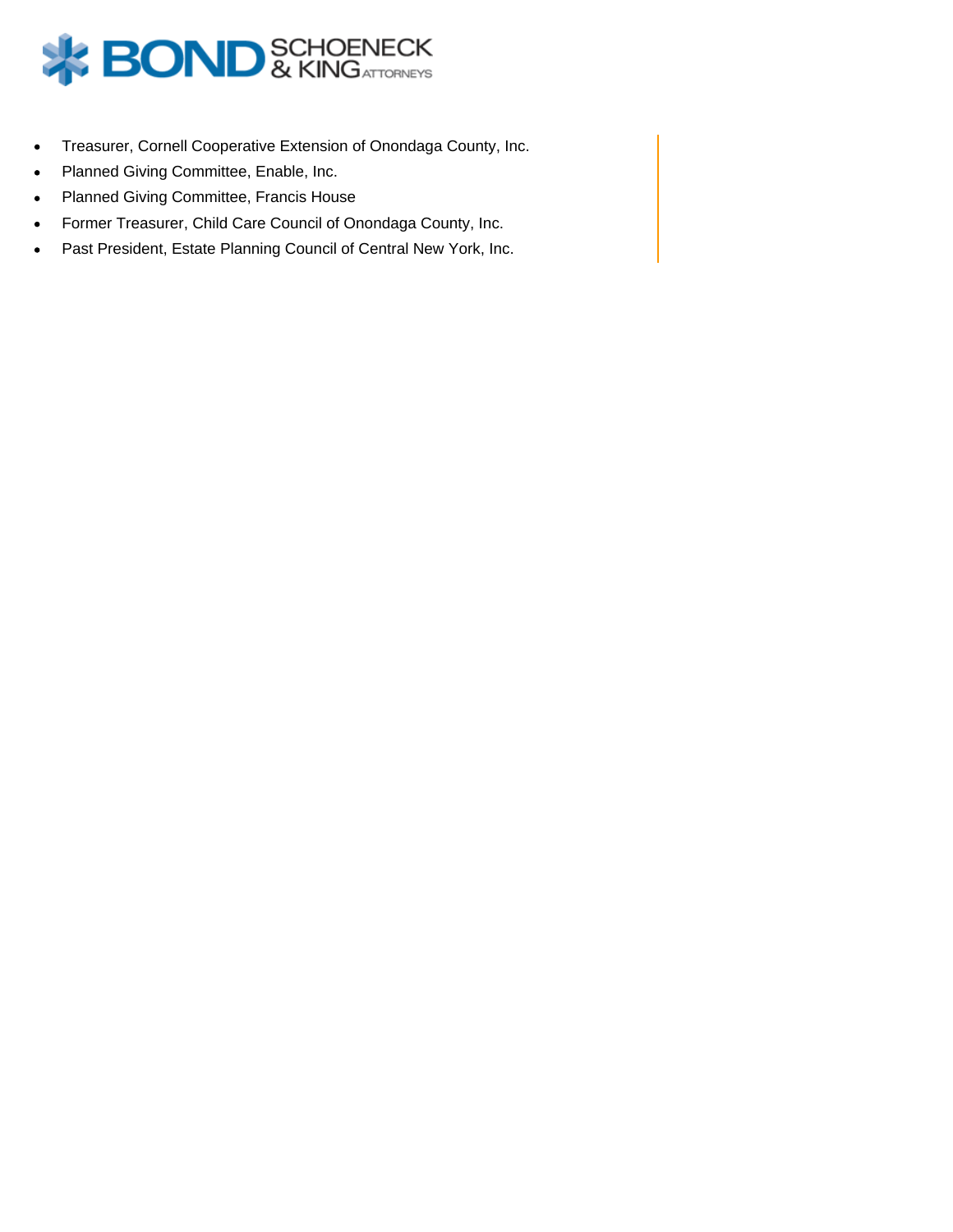- Treasurer, Cornell Cooperative Extension of Onondaga County, Inc.
- Planned Giving Committee, Enable, Inc.
- Planned Giving Committee, Francis House
- Former Treasurer, Child Care Council of Onondaga County, Inc.
- Past President, Estate Planning Council of Central New York, Inc.